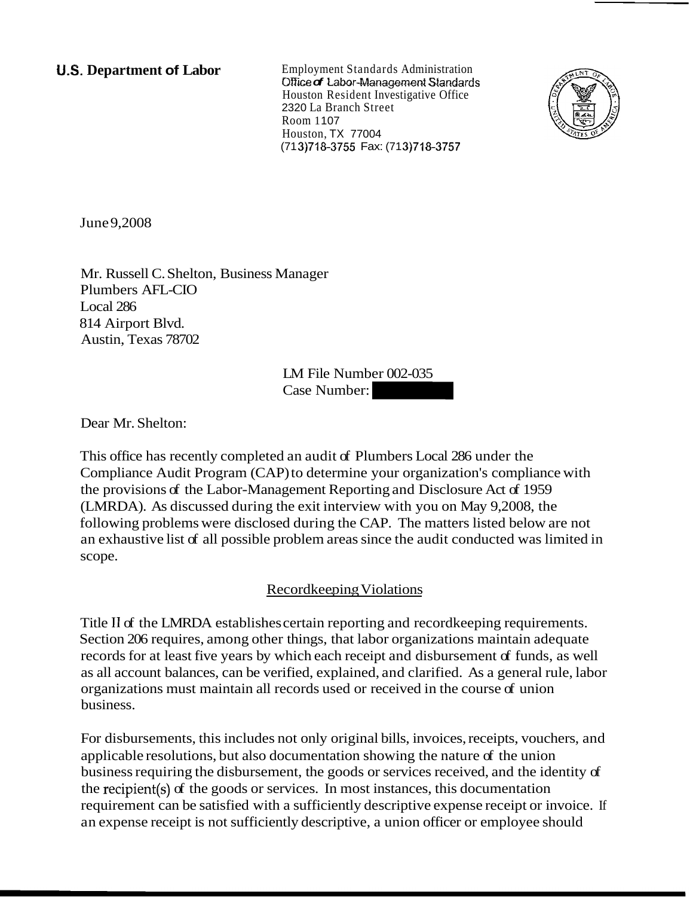**U.S. Department of Labor**

Employment Standards Administration
Office of Labor-Management Standards
Houston Resident Investigative Office
2320 La Branch Street
Room 1107
Houston, TX 77004
(713)718-3755 Fax: (713)718-3757

June 9,2008

Mr. Russell C. Shelton, Business Manager
Plumbers AFL-CIO
Local 286
814 Airport Blvd.
Austin, Texas 78702

LM File Number 002-035
Case Number:

Dear Mr. Shelton:

This office has recently completed an audit of Plumbers Local 286 under the Compliance Audit Program (CAP) to determine your organization's compliance with the provisions of the Labor-Management Reporting and Disclosure Act of 1959 (LMRDA). As discussed during the exit interview with you on May 9,2008, the following problems were disclosed during the CAP. The matters listed below are not an exhaustive list of all possible problem areas since the audit conducted was limited in scope.

## Recordkeeping Violations

Title II of the LMRDA establishes certain reporting and recordkeeping requirements. Section 206 requires, among other things, that labor organizations maintain adequate records for at least five years by which each receipt and disbursement of funds, as well as all account balances, can be verified, explained, and clarified. As a general rule, labor organizations must maintain all records used or received in the course of union business.

For disbursements, this includes not only original bills, invoices, receipts, vouchers, and applicable resolutions, but also documentation showing the nature of the union business requiring the disbursement, the goods or services received, and the identity of the recipient(s) of the goods or services. In most instances, this documentation requirement can be satisfied with a sufficiently descriptive expense receipt or invoice. If an expense receipt is not sufficiently descriptive, a union officer or employee should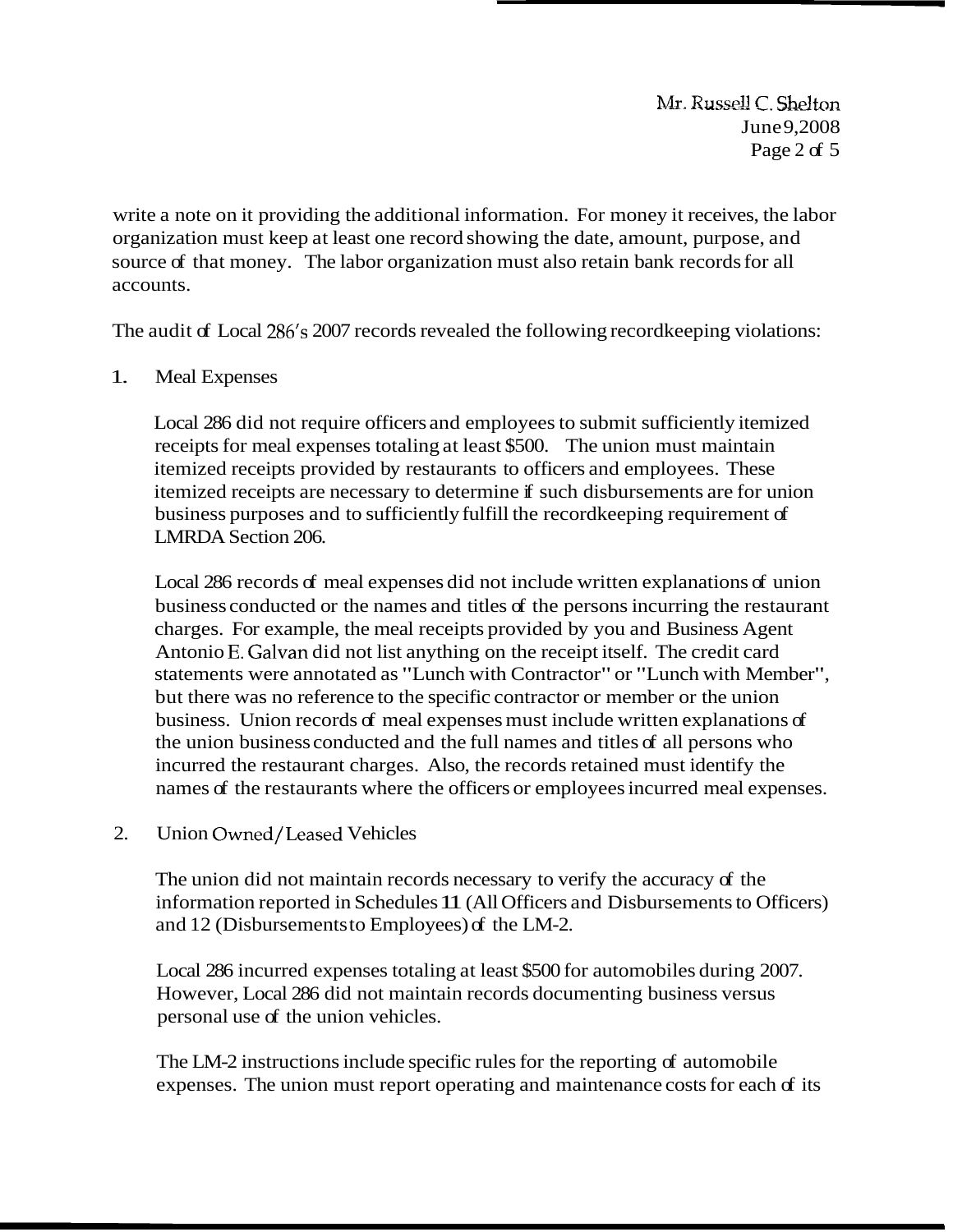write a note on it providing the additional information. For money it receives, the labor organization must keep at least one record showing the date, amount, purpose, and source of that money. The labor organization must also retain bank records for all accounts.

The audit of Local 286's 2007 records revealed the following recordkeeping violations:

1. Meal Expenses

   Local 286 did not require officers and employees to submit sufficiently itemized receipts for meal expenses totaling at least $500. The union must maintain itemized receipts provided by restaurants to officers and employees. These itemized receipts are necessary to determine if such disbursements are for union business purposes and to sufficiently fulfill the recordkeeping requirement of LMRDA Section 206.

   Local 286 records of meal expenses did not include written explanations of union business conducted or the names and titles of the persons incurring the restaurant charges. For example, the meal receipts provided by you and Business Agent Antonio E. Galvan did not list anything on the receipt itself. The credit card statements were annotated as "Lunch with Contractor" or "Lunch with Member", but there was no reference to the specific contractor or member or the union business. Union records of meal expenses must include written explanations of the union business conducted and the full names and titles of all persons who incurred the restaurant charges. Also, the records retained must identify the names of the restaurants where the officers or employees incurred meal expenses.

2. Union Owned/Leased Vehicles

   The union did not maintain records necessary to verify the accuracy of the information reported in Schedules 11 (All Officers and Disbursements to Officers) and 12 (Disbursements to Employees) of the LM-2.

   Local 286 incurred expenses totaling at least $500 for automobiles during 2007. However, Local 286 did not maintain records documenting business versus personal use of the union vehicles.

   The LM-2 instructions include specific rules for the reporting of automobile expenses. The union must report operating and maintenance costs for each of its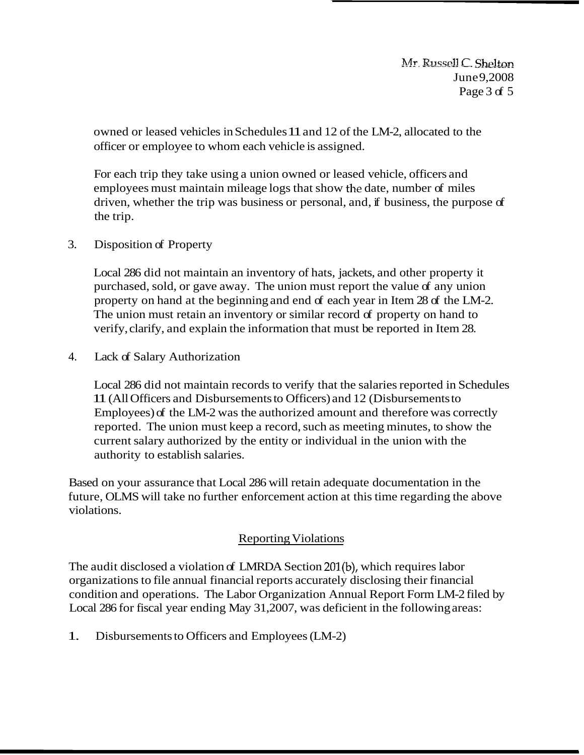owned or leased vehicles in Schedules 11 and 12 of the LM-2, allocated to the officer or employee to whom each vehicle is assigned.

For each trip they take using a union owned or leased vehicle, officers and employees must maintain mileage logs that show the date, number of miles driven, whether the trip was business or personal, and, if business, the purpose of the trip.

3. Disposition of Property

   Local 286 did not maintain an inventory of hats, jackets, and other property it purchased, sold, or gave away. The union must report the value of any union property on hand at the beginning and end of each year in Item 28 of the LM-2. The union must retain an inventory or similar record of property on hand to verify, clarify, and explain the information that must be reported in Item 28.

4. Lack of Salary Authorization

   Local 286 did not maintain records to verify that the salaries reported in Schedules 11 (All Officers and Disbursements to Officers) and 12 (Disbursements to Employees) of the LM-2 was the authorized amount and therefore was correctly reported. The union must keep a record, such as meeting minutes, to show the current salary authorized by the entity or individual in the union with the authority to establish salaries.

Based on your assurance that Local 286 will retain adequate documentation in the future, OLMS will take no further enforcement action at this time regarding the above violations.

## Reporting Violations

The audit disclosed a violation of LMRDA Section 201(b), which requires labor organizations to file annual financial reports accurately disclosing their financial condition and operations. The Labor Organization Annual Report Form LM-2 filed by Local 286 for fiscal year ending May 31,2007, was deficient in the following areas:

1. Disbursements to Officers and Employees (LM-2)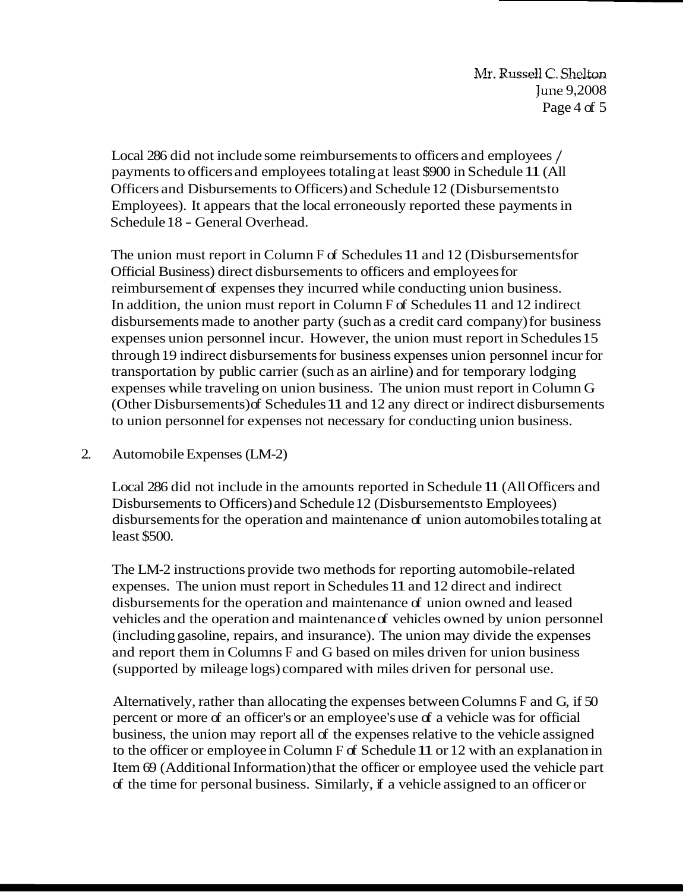Local 286 did not include some reimbursements to officers and employees / payments to officers and employees totaling at least $900 in Schedule 11 (All Officers and Disbursements to Officers) and Schedule 12 (Disbursements to Employees). It appears that the local erroneously reported these payments in Schedule 18 - General Overhead.

The union must report in Column F of Schedules 11 and 12 (Disbursements for Official Business) direct disbursements to officers and employees for reimbursement of expenses they incurred while conducting union business. In addition, the union must report in Column F of Schedules 11 and 12 indirect disbursements made to another party (such as a credit card company) for business expenses union personnel incur. However, the union must report in Schedules 15 through 19 indirect disbursements for business expenses union personnel incur for transportation by public carrier (such as an airline) and for temporary lodging expenses while traveling on union business. The union must report in Column G (Other Disbursements) of Schedules 11 and 12 any direct or indirect disbursements to union personnel for expenses not necessary for conducting union business.

2. Automobile Expenses (LM-2)

Local 286 did not include in the amounts reported in Schedule 11 (All Officers and Disbursements to Officers) and Schedule 12 (Disbursements to Employees) disbursements for the operation and maintenance of union automobiles totaling at least $500.

The LM-2 instructions provide two methods for reporting automobile-related expenses. The union must report in Schedules 11 and 12 direct and indirect disbursements for the operation and maintenance of union owned and leased vehicles and the operation and maintenance of vehicles owned by union personnel (including gasoline, repairs, and insurance). The union may divide the expenses and report them in Columns F and G based on miles driven for union business (supported by mileage logs) compared with miles driven for personal use.

Alternatively, rather than allocating the expenses between Columns F and G, if 50 percent or more of an officer's or an employee's use of a vehicle was for official business, the union may report all of the expenses relative to the vehicle assigned to the officer or employee in Column F of Schedule 11 or 12 with an explanation in Item 69 (Additional Information) that the officer or employee used the vehicle part of the time for personal business. Similarly, if a vehicle assigned to an officer or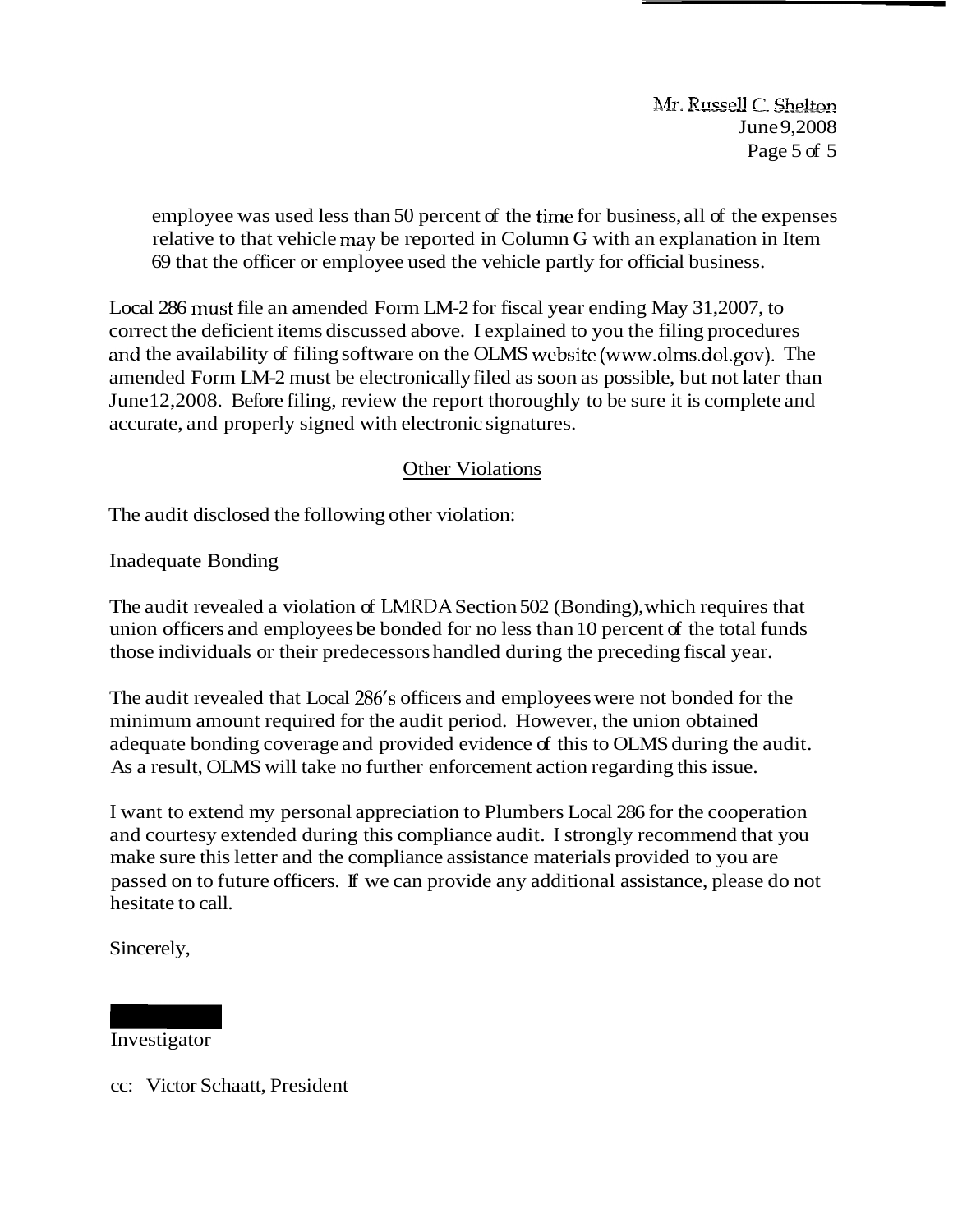employee was used less than 50 percent of the time for business, all of the expenses relative to that vehicle may be reported in Column G with an explanation in Item 69 that the officer or employee used the vehicle partly for official business.

Local 286 must file an amended Form LM-2 for fiscal year ending May 31,2007, to correct the deficient items discussed above. I explained to you the filing procedures and the availability of filing software on the OLMS website (www.olms.dol.gov). The amended Form LM-2 must be electronically filed as soon as possible, but not later than June 12,2008. Before filing, review the report thoroughly to be sure it is complete and accurate, and properly signed with electronic signatures.

## Other Violations

The audit disclosed the following other violation:

Inadequate Bonding

The audit revealed a violation of LMRDA Section 502 (Bonding), which requires that union officers and employees be bonded for no less than 10 percent of the total funds those individuals or their predecessors handled during the preceding fiscal year.

The audit revealed that Local 286's officers and employees were not bonded for the minimum amount required for the audit period. However, the union obtained adequate bonding coverage and provided evidence of this to OLMS during the audit. As a result, OLMS will take no further enforcement action regarding this issue.

I want to extend my personal appreciation to Plumbers Local 286 for the cooperation and courtesy extended during this compliance audit. I strongly recommend that you make sure this letter and the compliance assistance materials provided to you are passed on to future officers. If we can provide any additional assistance, please do not hesitate to call.

Sincerely,

Investigator

cc: Victor Schaatt, President